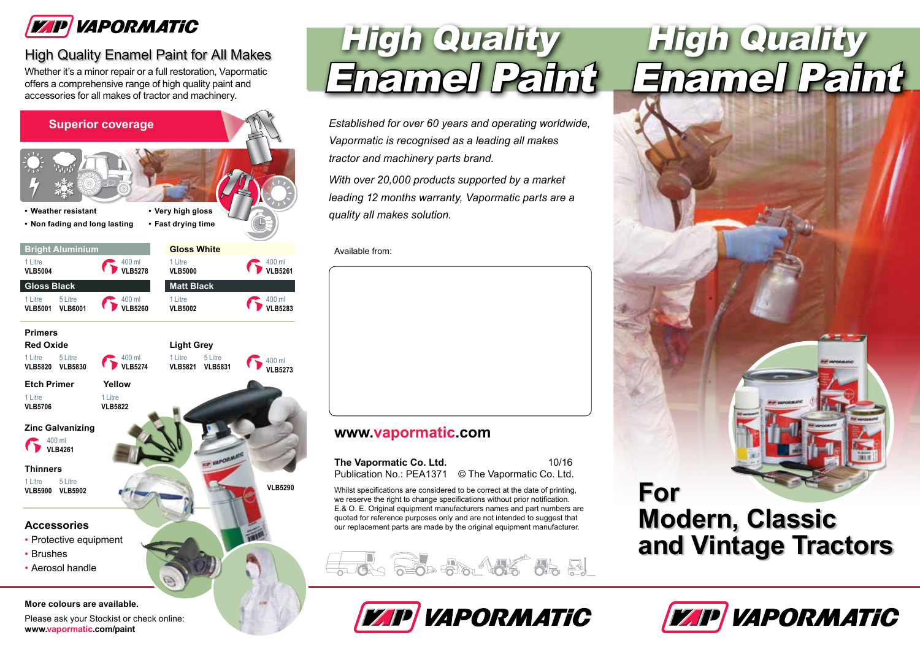# VAPORMATIC

## High Quality Enamel Paint for All Makes

Whether it's a minor repair or a full restoration, Vapormatic offers a comprehensive range of high quality paint and accessories for all makes of tractor and machinery.

### Superior coverage

- Weather resistant
- Non fading and long lasting
- Very high gloss
- Fast drying time

| Colour | 1 Litre | 5 Litre | 400 ml |
|---|---|---|---|
| Bright Aluminium | VLB5004 | | VLB5278 |
| Gloss White | VLB5000 | | VLB5261 |
| Gloss Black | VLB5001 | VLB6001 | VLB5260 |
| Matt Black | VLB5002 | | VLB5283 |

### Primers

| Primer | 1 Litre | 5 Litre | 400 ml |
|---|---|---|---|
| Red Oxide | VLB5820 | VLB5830 | VLB5274 |
| Light Grey | VLB5821 | VLB5831 | VLB5273 |
| Etch Primer | VLB5706 | | |
| Yellow | VLB5822 | | |

### Zinc Galvanizing

400 ml VLB4261

### Thinners

1 Litre VLB5900 5 Litre VLB5902

VLB5290

### Accessories

- Protective equipment
- Brushes
- Aerosol handle

**More colours are available.**

Please ask your Stockist or check online:
**www.vapormatic.com/paint**

# High Quality Enamel Paint

*Established for over 60 years and operating worldwide, Vapormatic is recognised as a leading all makes tractor and machinery parts brand.*

*With over 20,000 products supported by a market leading 12 months warranty, Vapormatic parts are a quality all makes solution.*

Available from:

**www.vapormatic.com**

**The Vapormatic Co. Ltd.** 10/16
Publication No.: PEA1371 © The Vapormatic Co. Ltd.

Whilst specifications are considered to be correct at the date of printing, we reserve the right to change specifications without prior notification. E.& O. E. Original equipment manufacturers names and part numbers are quoted for reference purposes only and are not intended to suggest that our replacement parts are made by the original equipment manufacturer.

VAPORMATIC

# High Quality Enamel Paint

## For Modern, Classic and Vintage Tractors

VAPORMATIC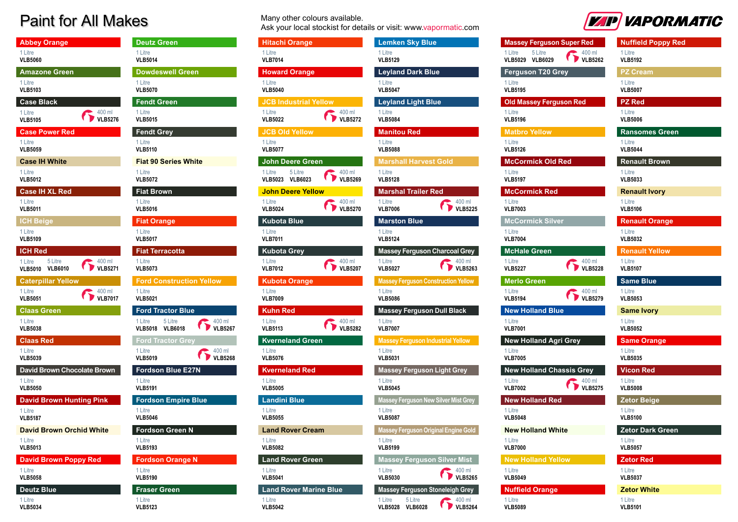# Paint for All Makes

Many other colours available.
Ask your local stockist for details or visit: www.vapormatic.com

VAPORMATIC

| Colour | 1 Litre | 5 Litre | 400 ml |
|---|---|---|---|
| Abbey Orange | VLB5060 | | |
| Amazone Green | VLB5103 | | |
| Case Black | VLB5105 | | VLB5276 |
| Case Power Red | VLB5059 | | |
| Case IH White | VLB5012 | | |
| Case IH XL Red | VLB5011 | | |
| ICH Beige | VLB5109 | | |
| ICH Red | VLB5010 | VLB6010 | VLB5271 |
| Caterpillar Yellow | VLB5051 | | VLB7017 |
| Claas Green | VLB5038 | | |
| Claas Red | VLB5039 | | |
| David Brown Chocolate Brown | VLB5050 | | |
| David Brown Hunting Pink | VLB5187 | | |
| David Brown Orchid White | VLB5013 | | |
| David Brown Poppy Red | VLB5058 | | |
| Deutz Blue | VLB5034 | | |
| Deutz Green | VLB5014 | | |
| Dowdeswell Green | VLB5070 | | |
| Fendt Green | VLB5015 | | |
| Fendt Grey | VLB5110 | | |
| Fiat 90 Series White | VLB5072 | | |
| Fiat Brown | VLB5016 | | |
| Fiat Orange | VLB5017 | | |
| Fiat Terracotta | VLB5073 | | |
| Ford Construction Yellow | VLB5021 | | |
| Ford Tractor Blue | VLB5018 | VLB6018 | VLB5267 |
| Ford Tractor Grey | VLB5019 | | VLB5268 |
| Fordson Blue E27N | VLB5191 | | |
| Fordson Empire Blue | VLB5046 | | |
| Fordson Green N | VLB5193 | | |
| Fordson Orange N | VLB5190 | | |
| Fraser Green | VLB5123 | | |
| Hitachi Orange | VLB7014 | | |
| Howard Orange | VLB5040 | | |
| JCB Industrial Yellow | VLB5022 | | VLB5272 |
| JCB Old Yellow | VLB5077 | | |
| John Deere Green | VLB5023 | VLB6023 | VLB5269 |
| John Deere Yellow | VLB5024 | | VLB5270 |
| Kubota Blue | VLB7011 | | |
| Kubota Grey | VLB7012 | | VLB5207 |
| Kubota Orange | VLB7009 | | |
| Kuhn Red | VLB5113 | | VLB5282 |
| Kverneland Green | VLB5076 | | |
| Kverneland Red | VLB5005 | | |
| Landini Blue | VLB5055 | | |
| Land Rover Cream | VLB5082 | | |
| Land Rover Green | VLB5041 | | |
| Land Rover Marine Blue | VLB5042 | | |
| Lemken Sky Blue | VLB5129 | | |
| Leyland Dark Blue | VLB5047 | | |
| Leyland Light Blue | VLB5084 | | |
| Manitou Red | VLB5088 | | |
| Marshall Harvest Gold | VLB5128 | | |
| Marshal Trailer Red | VLB7006 | | VLB5225 |
| Marston Blue | VLB5124 | | |
| Massey Ferguson Charcoal Grey | VLB5027 | | VLB5263 |
| Massey Ferguson Construction Yellow | VLB5086 | | |
| Massey Ferguson Dull Black | VLB7007 | | |
| Massey Ferguson Industrial Yellow | VLB5031 | | |
| Massey Ferguson Light Grey | VLB5045 | | |
| Massey Ferguson New Silver Mist Grey | VLB5087 | | |
| Massey Ferguson Original Engine Gold | VLB5199 | | |
| Massey Ferguson Silver Mist | VLB5030 | | VLB5265 |
| Massey Ferguson Stoneleigh Grey | VLB5028 | VLB6028 | VLB5264 |
| Massey Ferguson Super Red | VLB5029 | VLB6029 | VLB5262 |
| Ferguson T20 Grey | VLB5195 | | |
| Old Massey Ferguson Red | VLB5196 | | |
| Matbro Yellow | VLB5126 | | |
| McCormick Old Red | VLB5197 | | |
| McCormick Red | VLB7003 | | |
| McCormick Silver | VLB7004 | | |
| McHale Green | VLB5227 | | VLB5228 |
| Merlo Green | VLB5194 | | VLB5279 |
| New Holland Blue | VLB7001 | | |
| New Holland Agri Grey | VLB7005 | | |
| New Holland Chassis Grey | VLB7002 | | VLB5275 |
| New Holland Red | VLB5048 | | |
| New Holland White | VLB7000 | | |
| New Holland Yellow | VLB5049 | | |
| Nuffield Orange | VLB5089 | | |
| Nuffield Poppy Red | VLB5192 | | |
| PZ Cream | VLB5007 | | |
| PZ Red | VLB5006 | | |
| Ransomes Green | VLB5044 | | |
| Renault Brown | VLB5033 | | |
| Renault Ivory | VLB5106 | | |
| Renault Orange | VLB5032 | | |
| Renault Yellow | VLB5107 | | |
| Same Blue | VLB5053 | | |
| Same Ivory | VLB5052 | | |
| Same Orange | VLB5035 | | |
| Vicon Red | VLB5008 | | |
| Zetor Beige | VLB5100 | | |
| Zetor Dark Green | VLB5057 | | |
| Zetor Red | VLB5037 | | |
| Zetor White | VLB5101 | | |